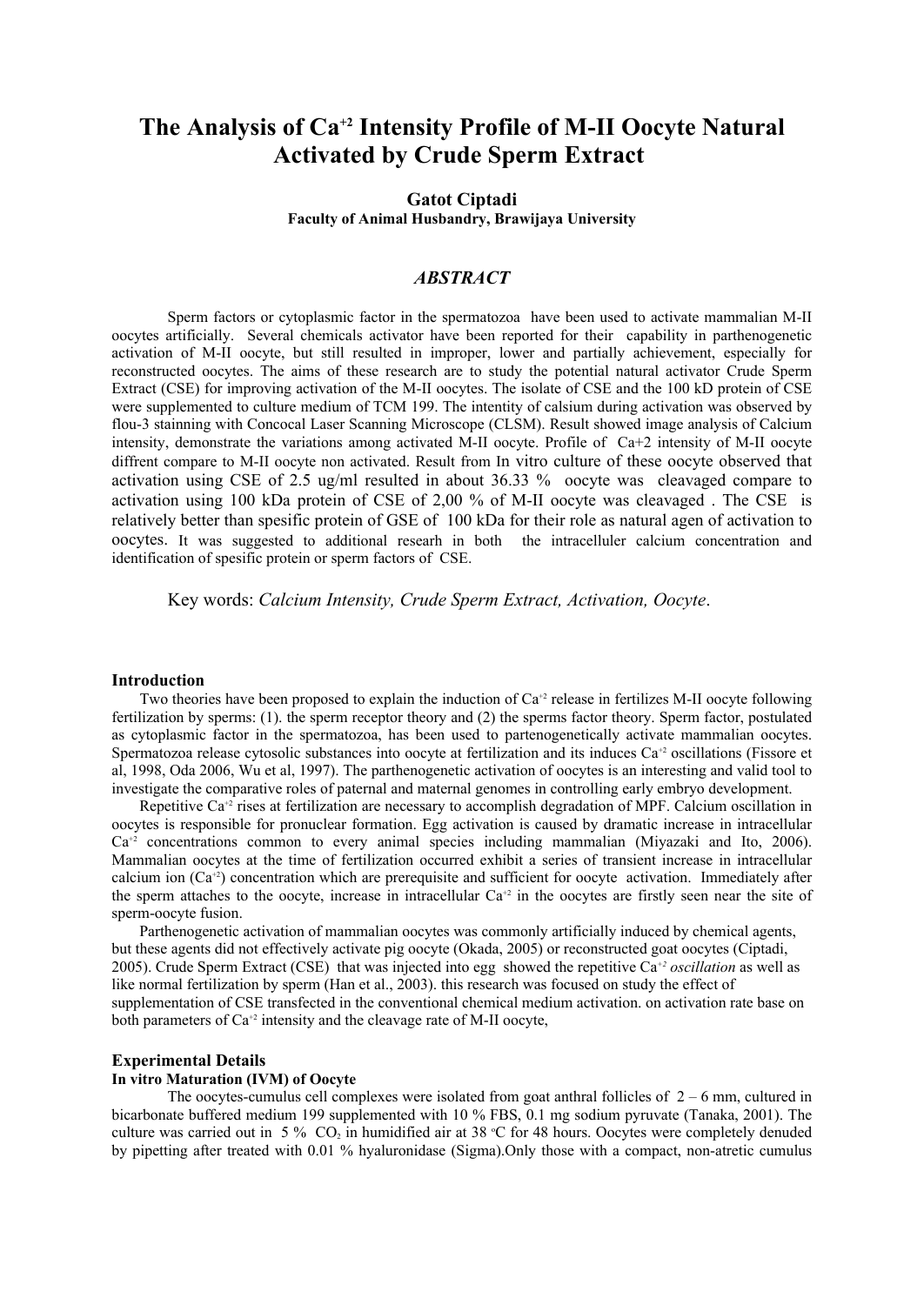# The Analysis of $Ca^{+2}$ Intensity Profile of M-II Oocyte Natural Activated by Crude Sperm Extract

**Gatot Ciptadi**
**Faculty of Animal Husbandry, Brawijaya University**

## *ABSTRACT*

Sperm factors or cytoplasmic factor in the spermatozoa have been used to activate mammalian M-II oocytes artificially. Several chemicals activator have been reported for their capability in parthenogenetic activation of M-II oocyte, but still resulted in improper, lower and partially achievement, especially for reconstructed oocytes. The aims of these research are to study the potential natural activator Crude Sperm Extract (CSE) for improving activation of the M-II oocytes. The isolate of CSE and the 100 kD protein of CSE were supplemented to culture medium of TCM 199. The intentity of calsium during activation was observed by flou-3 stainning with Concocal Laser Scanning Microscope (CLSM). Result showed image analysis of Calcium intensity, demonstrate the variations among activated M-II oocyte. Profile of Ca+2 intensity of M-II oocyte diffrent compare to M-II oocyte non activated. Result from In vitro culture of these oocyte observed that activation using CSE of 2.5 ug/ml resulted in about 36.33 % oocyte was cleavaged compare to activation using 100 kDa protein of CSE of 2,00 % of M-II oocyte was cleavaged . The CSE is relatively better than spesific protein of GSE of 100 kDa for their role as natural agen of activation to oocytes. It was suggested to additional researh in both the intracelluler calcium concentration and identification of spesific protein or sperm factors of CSE.

Key words: *Calcium Intensity, Crude Sperm Extract, Activation, Oocyte*.

### Introduction

Two theories have been proposed to explain the induction of $Ca^{+2}$ release in fertilizes M-II oocyte following fertilization by sperms: (1). the sperm receptor theory and (2) the sperms factor theory. Sperm factor, postulated as cytoplasmic factor in the spermatozoa, has been used to partenogenetically activate mammalian oocytes. Spermatozoa release cytosolic substances into oocyte at fertilization and its induces $Ca^{+2}$ oscillations (Fissore et al, 1998, Oda 2006, Wu et al, 1997). The parthenogenetic activation of oocytes is an interesting and valid tool to investigate the comparative roles of paternal and maternal genomes in controlling early embryo development.

Repetitive $Ca^{+2}$ rises at fertilization are necessary to accomplish degradation of MPF. Calcium oscillation in oocytes is responsible for pronuclear formation. Egg activation is caused by dramatic increase in intracellular $Ca^{+2}$ concentrations common to every animal species including mammalian (Miyazaki and Ito, 2006). Mammalian oocytes at the time of fertilization occurred exhibit a series of transient increase in intracellular calcium ion ($Ca^{+2}$) concentration which are prerequisite and sufficient for oocyte activation. Immediately after the sperm attaches to the oocyte, increase in intracellular $Ca^{+2}$ in the oocytes are firstly seen near the site of sperm-oocyte fusion.

Parthenogenetic activation of mammalian oocytes was commonly artificially induced by chemical agents, but these agents did not effectively activate pig oocyte (Okada, 2005) or reconstructed goat oocytes (Ciptadi, 2005). Crude Sperm Extract (CSE) that was injected into egg showed the repetitive $Ca^{+2}$ *oscillation* as well as like normal fertilization by sperm (Han et al., 2003). this research was focused on study the effect of supplementation of CSE transfected in the conventional chemical medium activation. on activation rate base on both parameters of $Ca^{+2}$ intensity and the cleavage rate of M-II oocyte,

### Experimental Details

#### In vitro Maturation (IVM) of Oocyte

The oocytes-cumulus cell complexes were isolated from goat anthral follicles of 2 – 6 mm, cultured in bicarbonate buffered medium 199 supplemented with 10 % FBS, 0.1 mg sodium pyruvate (Tanaka, 2001). The culture was carried out in 5 % $CO_2$ in humidified air at 38 $^{o}$C for 48 hours. Oocytes were completely denuded by pipetting after treated with 0.01 % hyaluronidase (Sigma).Only those with a compact, non-atretic cumulus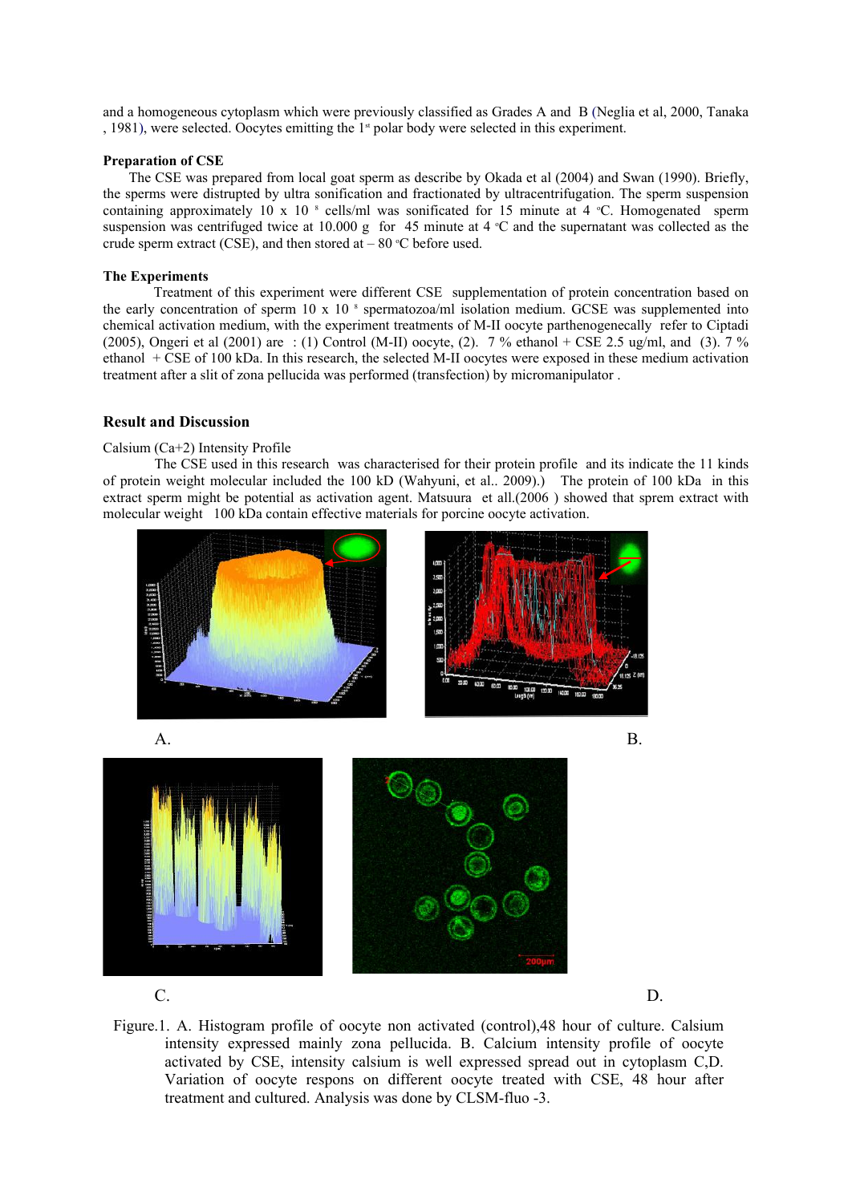and a homogeneous cytoplasm which were previously classified as Grades A and B (Neglia et al, 2000, Tanaka , 1981), were selected. Oocytes emitting the 1st polar body were selected in this experiment.

**Preparation of CSE**

The CSE was prepared from local goat sperm as describe by Okada et al (2004) and Swan (1990). Briefly, the sperms were distrupted by ultra sonification and fractionated by ultracentrifugation. The sperm suspension containing approximately 10 x $10^8$ cells/ml was sonificated for 15 minute at 4 °C. Homogenated sperm suspension was centrifuged twice at 10.000 g for 45 minute at 4 °C and the supernatant was collected as the crude sperm extract (CSE), and then stored at – 80 °C before used.

**The Experiments**

Treatment of this experiment were different CSE supplementation of protein concentration based on the early concentration of sperm 10 x $10^8$ spermatozoa/ml isolation medium. GCSE was supplemented into chemical activation medium, with the experiment treatments of M-II oocyte parthenogenecally refer to Ciptadi (2005), Ongeri et al (2001) are : (1) Control (M-II) oocyte, (2). 7 % ethanol + CSE 2.5 ug/ml, and (3). 7 % ethanol + CSE of 100 kDa. In this research, the selected M-II oocytes were exposed in these medium activation treatment after a slit of zona pellucida was performed (transfection) by micromanipulator .

## Result and Discussion

Calsium (Ca+2) Intensity Profile

The CSE used in this research was characterised for their protein profile and its indicate the 11 kinds of protein weight molecular included the 100 kD (Wahyuni, et al.. 2009).) The protein of 100 kDa in this extract sperm might be potential as activation agent. Matsuura et all.(2006 ) showed that sprem extract with molecular weight 100 kDa contain effective materials for porcine oocyte activation.

A. B.

C. D.

Figure.1. A. Histogram profile of oocyte non activated (control),48 hour of culture. Calsium intensity expressed mainly zona pellucida. B. Calcium intensity profile of oocyte activated by CSE, intensity calsium is well expressed spread out in cytoplasm C,D. Variation of oocyte respons on different oocyte treated with CSE, 48 hour after treatment and cultured. Analysis was done by CLSM-fluo -3.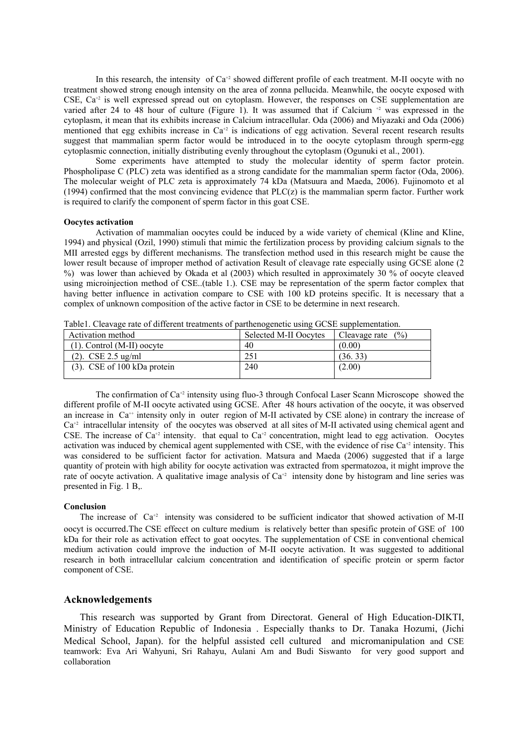In this research, the intensity of $Ca^{+2}$ showed different profile of each treatment. M-II oocyte with no treatment showed strong enough intensity on the area of zonna pellucida. Meanwhile, the oocyte exposed with CSE, $Ca^{+2}$ is well expressed spread out on cytoplasm. However, the responses on CSE supplementation are varied after 24 to 48 hour of culture (Figure 1). It was assumed that if Calcium $^{+2}$ was expressed in the cytoplasm, it mean that its exhibits increase in Calcium intracellular. Oda (2006) and Miyazaki and Oda (2006) mentioned that egg exhibits increase in $Ca^{+2}$ is indications of egg activation. Several recent research results suggest that mammalian sperm factor would be introduced in to the oocyte cytoplasm through sperm-egg cytoplasmic connection, initially distributing evenly throughout the cytoplasm (Ogunuki et al., 2001).

Some experiments have attempted to study the molecular identity of sperm factor protein. Phospholipase C (PLC) zeta was identified as a strong candidate for the mammalian sperm factor (Oda, 2006). The molecular weight of PLC zeta is approximately 74 kDa (Matsuura and Maeda, 2006). Fujinomoto et al (1994) confirmed that the most convincing evidence that PLC(z) is the mammalian sperm factor. Further work is required to clarify the component of sperm factor in this goat CSE.

**Oocytes activation**

Activation of mammalian oocytes could be induced by a wide variety of chemical (Kline and Kline, 1994) and physical (Ozil, 1990) stimuli that mimic the fertilization process by providing calcium signals to the MII arrested eggs by different mechanisms. The transfection method used in this research might be cause the lower result because of improper method of activation Result of cleavage rate especially using GCSE alone (2 %) was lower than achieved by Okada et al (2003) which resulted in approximately 30 % of oocyte cleaved using microinjection method of CSE..(table 1.). CSE may be representation of the sperm factor complex that having better influence in activation compare to CSE with 100 kD proteins specific. It is necessary that a complex of unknown composition of the active factor in CSE to be determine in next research.

Table1. Cleavage rate of different treatments of parthenogenetic using GCSE supplementation.

| Activation method | Selected M-II Oocytes | Cleavage rate (%) |
|---|---|---|
| (1). Control (M-II) oocyte | 40 | (0.00) |
| (2). CSE 2.5 ug/ml | 251 | (36. 33) |
| (3). CSE of 100 kDa protein | 240 | (2.00) |

The confirmation of $Ca^{+2}$ intensity using fluo-3 through Confocal Laser Scann Microscope showed the different profile of M-II oocyte activated using GCSE. After 48 hours activation of the oocyte, it was observed an increase in $Ca^{++}$ intensity only in outer region of M-II activated by CSE alone) in contrary the increase of $Ca^{+2}$ intracellular intensity of the oocytes was observed at all sites of M-II activated using chemical agent and CSE. The increase of $Ca^{+2}$ intensity. that equal to $Ca^{+2}$ concentration, might lead to egg activation. Oocytes activation was induced by chemical agent supplemented with CSE, with the evidence of rise $Ca^{+2}$ intensity. This was considered to be sufficient factor for activation. Matsura and Maeda (2006) suggested that if a large quantity of protein with high ability for oocyte activation was extracted from spermatozoa, it might improve the rate of oocyte activation. A qualitative image analysis of $Ca^{+2}$ intensity done by histogram and line series was presented in Fig. 1 B,.

**Conclusion**

The increase of $Ca^{+2}$ intensity was considered to be sufficient indicator that showed activation of M-II oocyt is occurred.The CSE effecct on culture medium is relatively better than spesific protein of GSE of 100 kDa for their role as activation effect to goat oocytes. The supplementation of CSE in conventional chemical medium activation could improve the induction of M-II oocyte activation. It was suggested to additional research in both intracellular calcium concentration and identification of specific protein or sperm factor component of CSE.

## Acknowledgements

This research was supported by Grant from Directorat. General of High Education-DIKTI, Ministry of Education Republic of Indonesia . Especially thanks to Dr. Tanaka Hozumi, (Jichi Medical School, Japan). for the helpful assisted cell cultured and micromanipulation and CSE teamwork: Eva Ari Wahyuni, Sri Rahayu, Aulani Am and Budi Siswanto for very good support and collaboration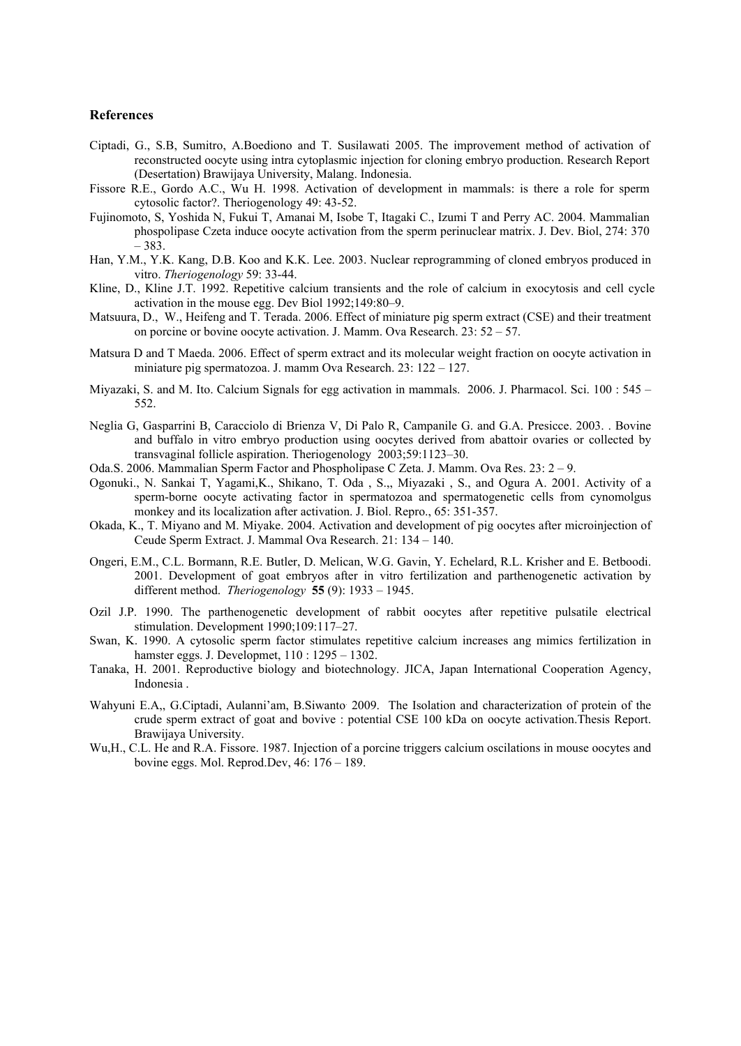## References

Ciptadi, G., S.B, Sumitro, A.Boediono and T. Susilawati 2005. The improvement method of activation of reconstructed oocyte using intra cytoplasmic injection for cloning embryo production. Research Report (Desertation) Brawijaya University, Malang. Indonesia.

Fissore R.E., Gordo A.C., Wu H. 1998. Activation of development in mammals: is there a role for sperm cytosolic factor?. Theriogenology 49: 43-52.

Fujinomoto, S, Yoshida N, Fukui T, Amanai M, Isobe T, Itagaki C., Izumi T and Perry AC. 2004. Mammalian phospolipase Czeta induce oocyte activation from the sperm perinuclear matrix. J. Dev. Biol, 274: 370 – 383.

Han, Y.M., Y.K. Kang, D.B. Koo and K.K. Lee. 2003. Nuclear reprogramming of cloned embryos produced in vitro. *Theriogenology* 59: 33-44.

Kline, D., Kline J.T. 1992. Repetitive calcium transients and the role of calcium in exocytosis and cell cycle activation in the mouse egg. Dev Biol 1992;149:80–9.

Matsuura, D., W., Heifeng and T. Terada. 2006. Effect of miniature pig sperm extract (CSE) and their treatment on porcine or bovine oocyte activation. J. Mamm. Ova Research. 23: 52 – 57.

Matsura D and T Maeda. 2006. Effect of sperm extract and its molecular weight fraction on oocyte activation in miniature pig spermatozoa. J. mamm Ova Research. 23: 122 – 127.

Miyazaki, S. and M. Ito. Calcium Signals for egg activation in mammals. 2006. J. Pharmacol. Sci. 100 : 545 – 552.

Neglia G, Gasparrini B, Caracciolo di Brienza V, Di Palo R, Campanile G. and G.A. Presicce. 2003. . Bovine and buffalo in vitro embryo production using oocytes derived from abattoir ovaries or collected by transvaginal follicle aspiration. Theriogenology 2003;59:1123–30.

Oda.S. 2006. Mammalian Sperm Factor and Phospholipase C Zeta. J. Mamm. Ova Res. 23: 2 – 9.

Ogonuki., N. Sankai T, Yagami,K., Shikano, T. Oda , S.,, Miyazaki , S., and Ogura A. 2001. Activity of a sperm-borne oocyte activating factor in spermatozoa and spermatogenetic cells from cynomolgus monkey and its localization after activation. J. Biol. Repro., 65: 351-357.

Okada, K., T. Miyano and M. Miyake. 2004. Activation and development of pig oocytes after microinjection of Ceude Sperm Extract. J. Mammal Ova Research. 21: 134 – 140.

Ongeri, E.M., C.L. Bormann, R.E. Butler, D. Melican, W.G. Gavin, Y. Echelard, R.L. Krisher and E. Betboodi. 2001. Development of goat embryos after in vitro fertilization and parthenogenetic activation by different method. *Theriogenology* **55** (9): 1933 – 1945.

Ozil J.P. 1990. The parthenogenetic development of rabbit oocytes after repetitive pulsatile electrical stimulation. Development 1990;109:117–27.

Swan, K. 1990. A cytosolic sperm factor stimulates repetitive calcium increases ang mimics fertilization in hamster eggs. J. Developmet, 110 : 1295 – 1302.

Tanaka, H. 2001. Reproductive biology and biotechnology. JICA, Japan International Cooperation Agency, Indonesia .

Wahyuni E.A,, G.Ciptadi, Aulanni'am, B.Siwanto. 2009. The Isolation and characterization of protein of the crude sperm extract of goat and bovive : potential CSE 100 kDa on oocyte activation.Thesis Report. Brawijaya University.

Wu,H., C.L. He and R.A. Fissore. 1987. Injection of a porcine triggers calcium oscilations in mouse oocytes and bovine eggs. Mol. Reprod.Dev, 46: 176 – 189.